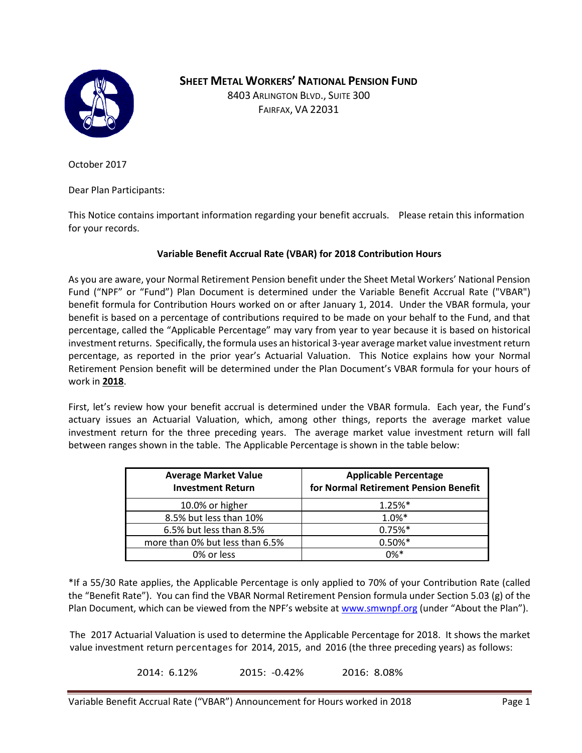# Sheet Metal Workers' National Pension Fund

8403 Arlington Blvd., Suite 300
Fairfax, VA 22031

October 2017

Dear Plan Participants:

This Notice contains important information regarding your benefit accruals. Please retain this information for your records.

### Variable Benefit Accrual Rate (VBAR) for 2018 Contribution Hours

As you are aware, your Normal Retirement Pension benefit under the Sheet Metal Workers' National Pension Fund ("NPF" or "Fund") Plan Document is determined under the Variable Benefit Accrual Rate ("VBAR") benefit formula for Contribution Hours worked on or after January 1, 2014. Under the VBAR formula, your benefit is based on a percentage of contributions required to be made on your behalf to the Fund, and that percentage, called the "Applicable Percentage" may vary from year to year because it is based on historical investment returns. Specifically, the formula uses an historical 3-year average market value investment return percentage, as reported in the prior year's Actuarial Valuation. This Notice explains how your Normal Retirement Pension benefit will be determined under the Plan Document's VBAR formula for your hours of work in **2018**.

First, let's review how your benefit accrual is determined under the VBAR formula. Each year, the Fund's actuary issues an Actuarial Valuation, which, among other things, reports the average market value investment return for the three preceding years. The average market value investment return will fall between ranges shown in the table. The Applicable Percentage is shown in the table below:

| Average Market Value Investment Return | Applicable Percentage for Normal Retirement Pension Benefit |
| --- | --- |
| 10.0% or higher | 1.25%* |
| 8.5% but less than 10% | 1.0%* |
| 6.5% but less than 8.5% | 0.75%* |
| more than 0% but less than 6.5% | 0.50%* |
| 0% or less | 0%* |

*If a 55/30 Rate applies, the Applicable Percentage is only applied to 70% of your Contribution Rate (called the "Benefit Rate"). You can find the VBAR Normal Retirement Pension formula under Section 5.03 (g) of the Plan Document, which can be viewed from the NPF's website at www.smwnpf.org (under "About the Plan").

The 2017 Actuarial Valuation is used to determine the Applicable Percentage for 2018. It shows the market value investment return percentages for 2014, 2015, and 2016 (the three preceding years) as follows:

2014: 6.12% 2015: -0.42% 2016: 8.08%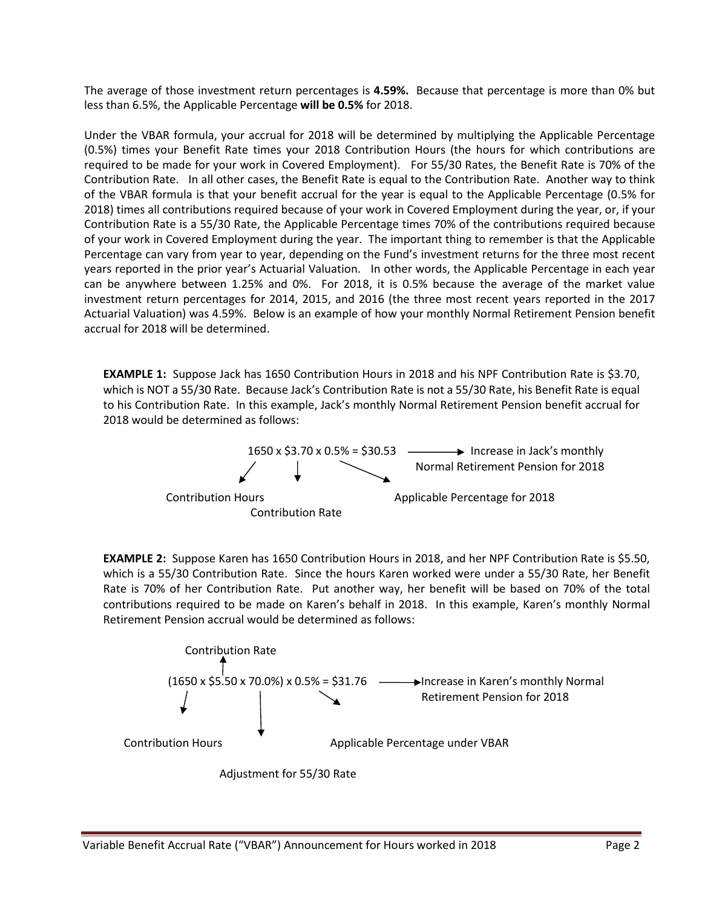The average of those investment return percentages is **4.59%.** Because that percentage is more than 0% but less than 6.5%, the Applicable Percentage **will be 0.5%** for 2018.

Under the VBAR formula, your accrual for 2018 will be determined by multiplying the Applicable Percentage (0.5%) times your Benefit Rate times your 2018 Contribution Hours (the hours for which contributions are required to be made for your work in Covered Employment). For 55/30 Rates, the Benefit Rate is 70% of the Contribution Rate. In all other cases, the Benefit Rate is equal to the Contribution Rate. Another way to think of the VBAR formula is that your benefit accrual for the year is equal to the Applicable Percentage (0.5% for 2018) times all contributions required because of your work in Covered Employment during the year, or, if your Contribution Rate is a 55/30 Rate, the Applicable Percentage times 70% of the contributions required because of your work in Covered Employment during the year. The important thing to remember is that the Applicable Percentage can vary from year to year, depending on the Fund's investment returns for the three most recent years reported in the prior year's Actuarial Valuation. In other words, the Applicable Percentage in each year can be anywhere between 1.25% and 0%. For 2018, it is 0.5% because the average of the market value investment return percentages for 2014, 2015, and 2016 (the three most recent years reported in the 2017 Actuarial Valuation) was 4.59%. Below is an example of how your monthly Normal Retirement Pension benefit accrual for 2018 will be determined.

**EXAMPLE 1:** Suppose Jack has 1650 Contribution Hours in 2018 and his NPF Contribution Rate is $3.70, which is NOT a 55/30 Rate. Because Jack's Contribution Rate is not a 55/30 Rate, his Benefit Rate is equal to his Contribution Rate. In this example, Jack's monthly Normal Retirement Pension benefit accrual for 2018 would be determined as follows:

1650 x $3.70 x 0.5% = $30.53 → Increase in Jack's monthly Normal Retirement Pension for 2018

- 1650: Contribution Hours
- $3.70: Contribution Rate
- 0.5%: Applicable Percentage for 2018

**EXAMPLE 2:** Suppose Karen has 1650 Contribution Hours in 2018, and her NPF Contribution Rate is $5.50, which is a 55/30 Contribution Rate. Since the hours Karen worked were under a 55/30 Rate, her Benefit Rate is 70% of her Contribution Rate. Put another way, her benefit will be based on 70% of the total contributions required to be made on Karen's behalf in 2018. In this example, Karen's monthly Normal Retirement Pension accrual would be determined as follows:

(1650 x $5.50 x 70.0%) x 0.5% = $31.76 → Increase in Karen's monthly Normal Retirement Pension for 2018

- 1650: Contribution Hours
- $5.50: Contribution Rate
- 70.0%: Adjustment for 55/30 Rate
- 0.5%: Applicable Percentage under VBAR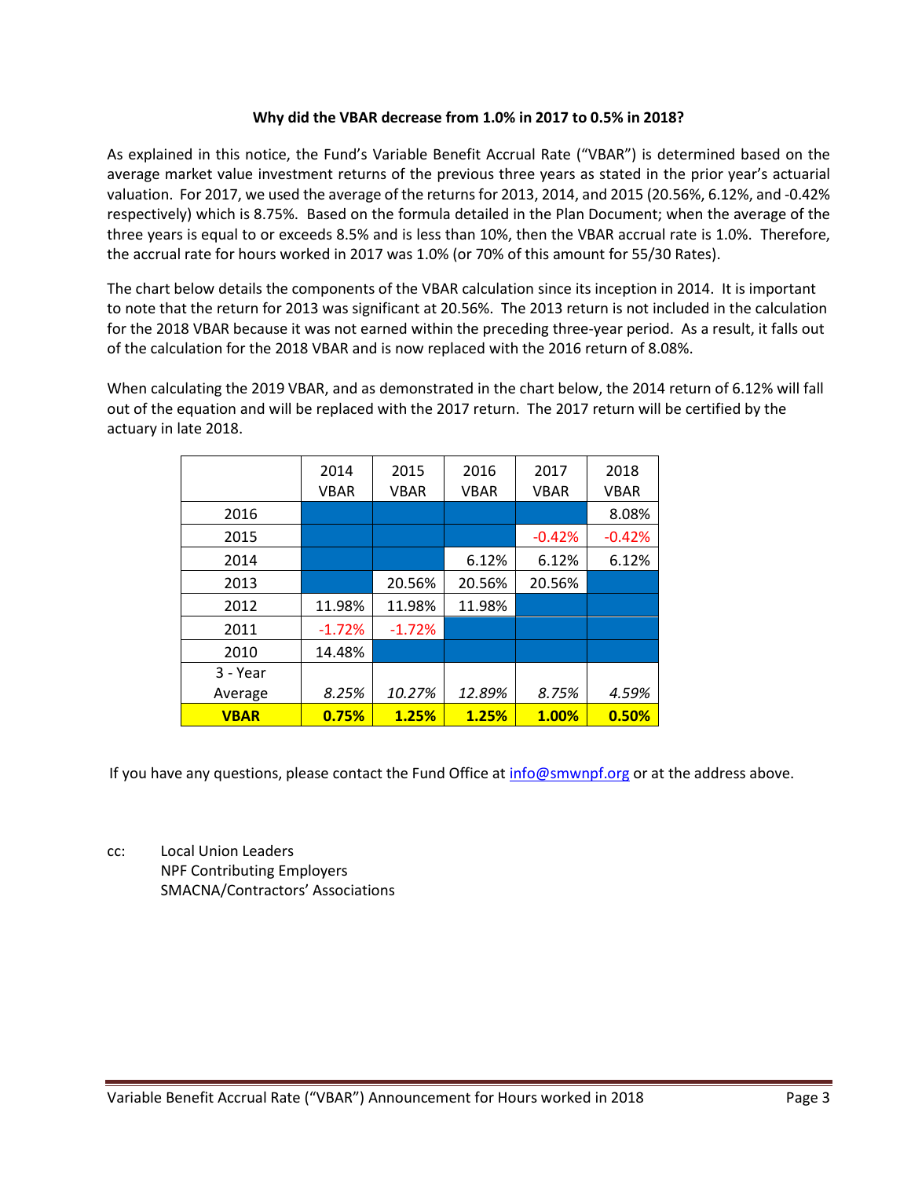**Why did the VBAR decrease from 1.0% in 2017 to 0.5% in 2018?**

As explained in this notice, the Fund's Variable Benefit Accrual Rate ("VBAR") is determined based on the average market value investment returns of the previous three years as stated in the prior year's actuarial valuation. For 2017, we used the average of the returns for 2013, 2014, and 2015 (20.56%, 6.12%, and -0.42% respectively) which is 8.75%. Based on the formula detailed in the Plan Document; when the average of the three years is equal to or exceeds 8.5% and is less than 10%, then the VBAR accrual rate is 1.0%. Therefore, the accrual rate for hours worked in 2017 was 1.0% (or 70% of this amount for 55/30 Rates).

The chart below details the components of the VBAR calculation since its inception in 2014. It is important to note that the return for 2013 was significant at 20.56%. The 2013 return is not included in the calculation for the 2018 VBAR because it was not earned within the preceding three-year period. As a result, it falls out of the calculation for the 2018 VBAR and is now replaced with the 2016 return of 8.08%.

When calculating the 2019 VBAR, and as demonstrated in the chart below, the 2014 return of 6.12% will fall out of the equation and will be replaced with the 2017 return. The 2017 return will be certified by the actuary in late 2018.

| | 2014 VBAR | 2015 VBAR | 2016 VBAR | 2017 VBAR | 2018 VBAR |
|---|---|---|---|---|---|
| 2016 | | | | | 8.08% |
| 2015 | | | | -0.42% | -0.42% |
| 2014 | | | 6.12% | 6.12% | 6.12% |
| 2013 | | 20.56% | 20.56% | 20.56% | |
| 2012 | 11.98% | 11.98% | 11.98% | | |
| 2011 | -1.72% | -1.72% | | | |
| 2010 | 14.48% | | | | |
| 3 - Year Average | *8.25%* | *10.27%* | *12.89%* | *8.75%* | *4.59%* |
| **VBAR** | **0.75%** | **1.25%** | **1.25%** | **1.00%** | **0.50%** |

If you have any questions, please contact the Fund Office at info@smwnpf.org or at the address above.

cc: Local Union Leaders
NPF Contributing Employers
SMACNA/Contractors' Associations